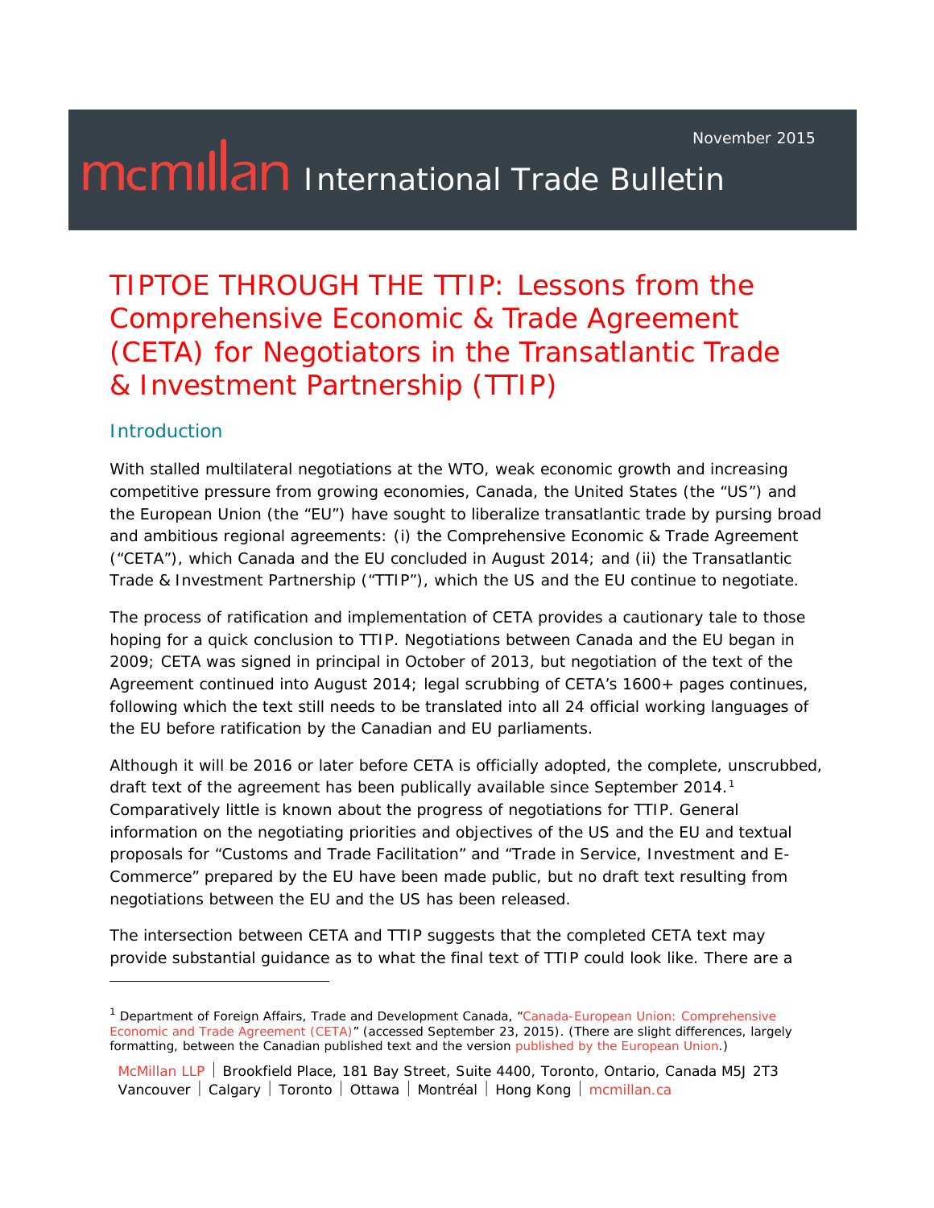mcmillan International Trade Bulletin

November 2015

# TIPTOE THROUGH THE TTIP: Lessons from the Comprehensive Economic & Trade Agreement (CETA) for Negotiators in the Transatlantic Trade & Investment Partnership (TTIP)

## Introduction

With stalled multilateral negotiations at the WTO, weak economic growth and increasing competitive pressure from growing economies, Canada, the United States (the "US") and the European Union (the "EU") have sought to liberalize transatlantic trade by pursing broad and ambitious regional agreements: (i) the Comprehensive Economic & Trade Agreement ("CETA"), which Canada and the EU concluded in August 2014; and (ii) the Transatlantic Trade & Investment Partnership ("TTIP"), which the US and the EU continue to negotiate.

The process of ratification and implementation of CETA provides a cautionary tale to those hoping for a quick conclusion to TTIP. Negotiations between Canada and the EU began in 2009; CETA was signed in principal in October of 2013, but negotiation of the text of the Agreement continued into August 2014; legal scrubbing of CETA's 1600+ pages continues, following which the text still needs to be translated into all 24 official working languages of the EU before ratification by the Canadian and EU parliaments.

Although it will be 2016 or later before CETA is officially adopted, the complete, unscrubbed, draft text of the agreement has been publically available since September 2014.[1] Comparatively little is known about the progress of negotiations for TTIP. General information on the negotiating priorities and objectives of the US and the EU and textual proposals for "Customs and Trade Facilitation" and "Trade in Service, Investment and E-Commerce" prepared by the EU have been made public, but no draft text resulting from negotiations between the EU and the US has been released.

The intersection between CETA and TTIP suggests that the completed CETA text may provide substantial guidance as to what the final text of TTIP could look like. There are a

---

[1] Department of Foreign Affairs, Trade and Development Canada, "Canada-European Union: Comprehensive Economic and Trade Agreement (CETA)" (accessed September 23, 2015). (There are slight differences, largely formatting, between the Canadian published text and the version published by the European Union.)

McMillan LLP | Brookfield Place, 181 Bay Street, Suite 4400, Toronto, Ontario, Canada M5J 2T3
Vancouver | Calgary | Toronto | Ottawa | Montréal | Hong Kong | mcmillan.ca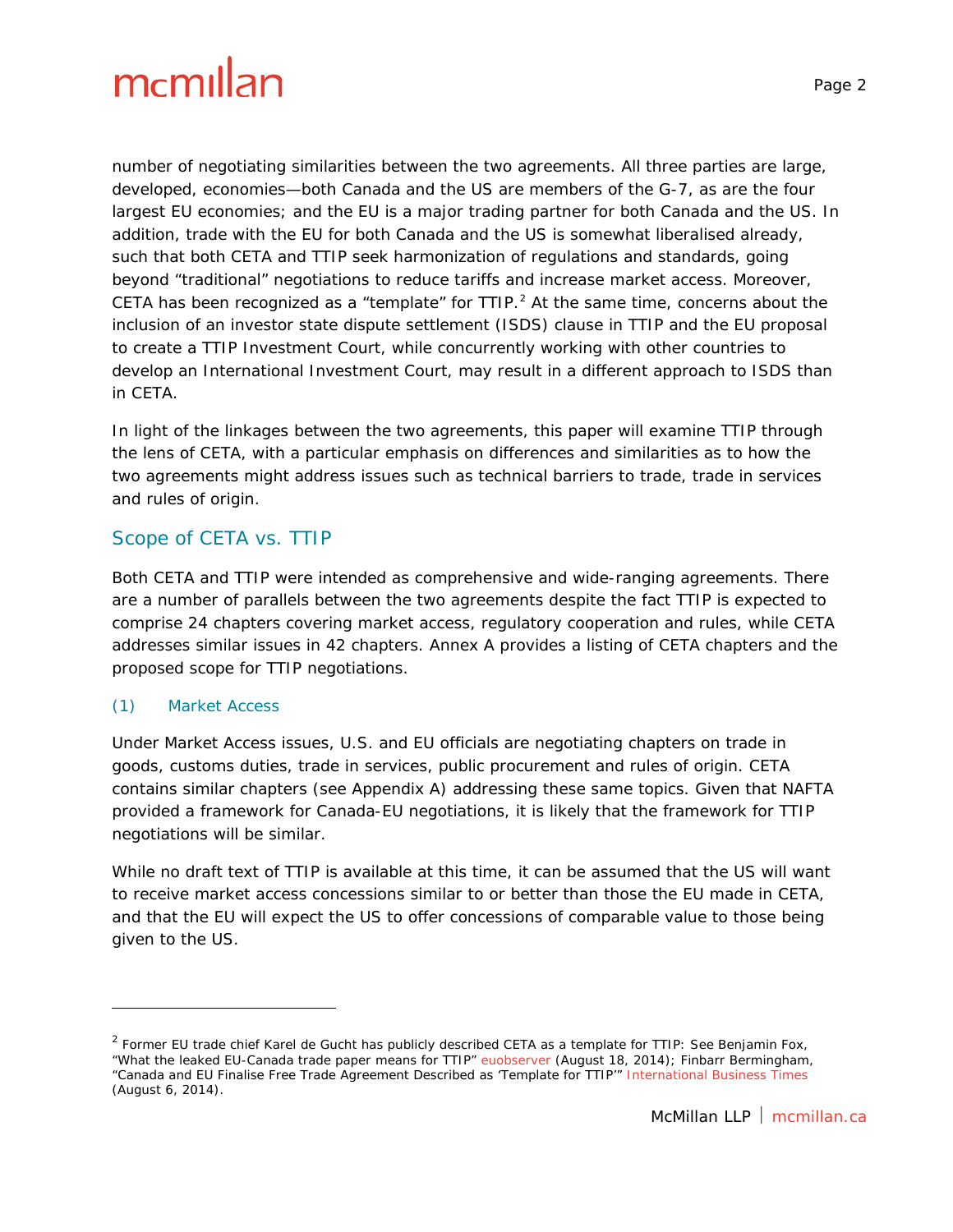number of negotiating similarities between the two agreements. All three parties are large, developed, economies—both Canada and the US are members of the G-7, as are the four largest EU economies; and the EU is a major trading partner for both Canada and the US. In addition, trade with the EU for both Canada and the US is somewhat liberalised already, such that both CETA and TTIP seek harmonization of regulations and standards, going beyond "traditional" negotiations to reduce tariffs and increase market access. Moreover, CETA has been recognized as a "template" for TTIP.[2] At the same time, concerns about the inclusion of an investor state dispute settlement (ISDS) clause in TTIP and the EU proposal to create a TTIP Investment Court, while concurrently working with other countries to develop an International Investment Court, may result in a different approach to ISDS than in CETA.

In light of the linkages between the two agreements, this paper will examine TTIP through the lens of CETA, with a particular emphasis on differences and similarities as to how the two agreements might address issues such as technical barriers to trade, trade in services and rules of origin.

## Scope of CETA vs. TTIP

Both CETA and TTIP were intended as comprehensive and wide-ranging agreements. There are a number of parallels between the two agreements despite the fact TTIP is expected to comprise 24 chapters covering market access, regulatory cooperation and rules, while CETA addresses similar issues in 42 chapters. Annex A provides a listing of CETA chapters and the proposed scope for TTIP negotiations.

### (1) Market Access

Under Market Access issues, U.S. and EU officials are negotiating chapters on trade in goods, customs duties, trade in services, public procurement and rules of origin. CETA contains similar chapters (see Appendix A) addressing these same topics. Given that NAFTA provided a framework for Canada-EU negotiations, it is likely that the framework for TTIP negotiations will be similar.

While no draft text of TTIP is available at this time, it can be assumed that the US will want to receive market access concessions similar to or better than those the EU made in CETA, and that the EU will expect the US to offer concessions of comparable value to those being given to the US.

---

[2] Former EU trade chief Karel de Gucht has publicly described CETA as a template for TTIP: See Benjamin Fox, "What the leaked EU-Canada trade paper means for TTIP" euobserver (August 18, 2014); Finbarr Bermingham, "Canada and EU Finalise Free Trade Agreement Described as 'Template for TTIP'" International Business Times (August 6, 2014).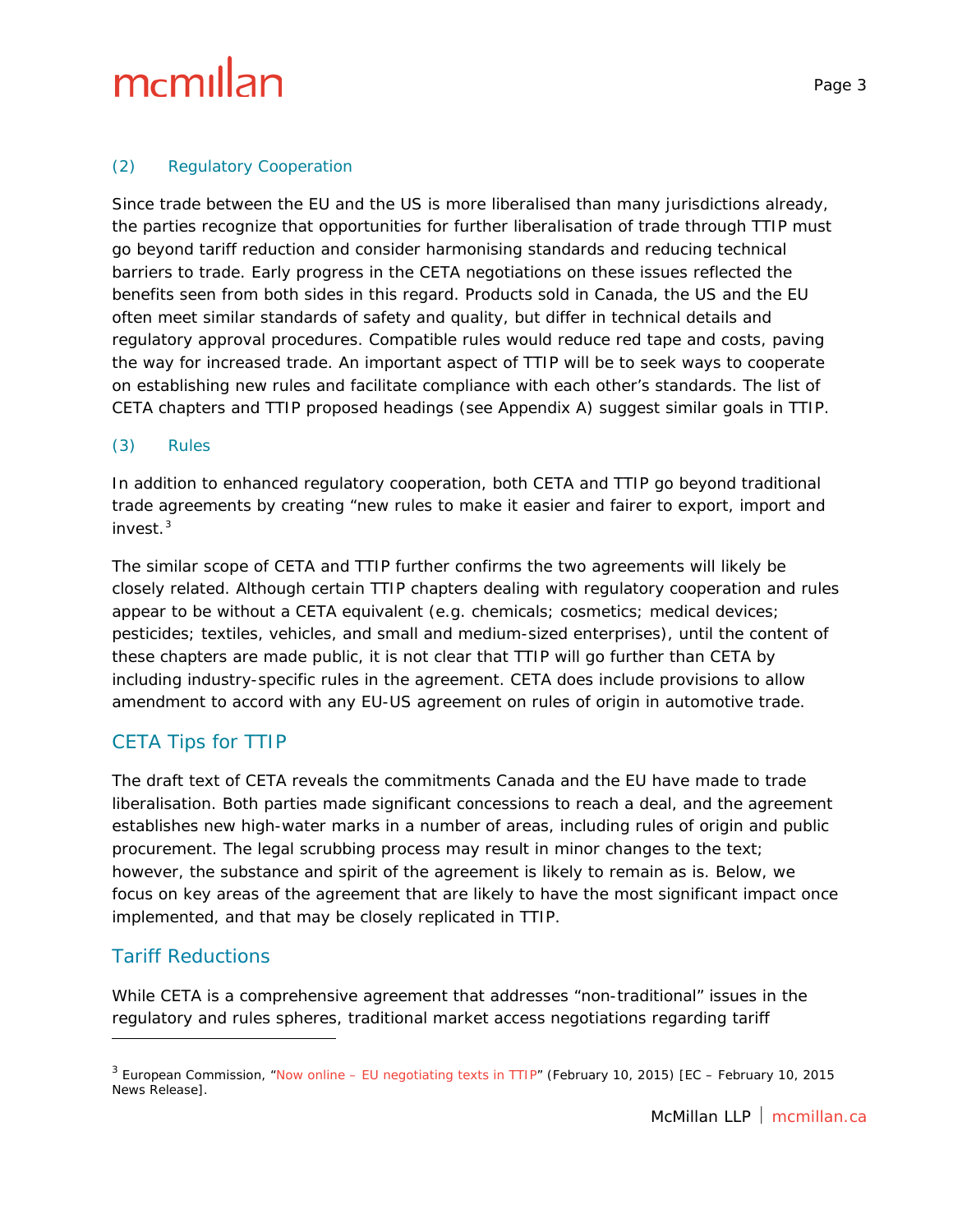### (2) Regulatory Cooperation

Since trade between the EU and the US is more liberalised than many jurisdictions already, the parties recognize that opportunities for further liberalisation of trade through TTIP must go beyond tariff reduction and consider harmonising standards and reducing technical barriers to trade. Early progress in the CETA negotiations on these issues reflected the benefits seen from both sides in this regard. Products sold in Canada, the US and the EU often meet similar standards of safety and quality, but differ in technical details and regulatory approval procedures. Compatible rules would reduce red tape and costs, paving the way for increased trade. An important aspect of TTIP will be to seek ways to cooperate on establishing new rules and facilitate compliance with each other's standards. The list of CETA chapters and TTIP proposed headings (see Appendix A) suggest similar goals in TTIP.

### (3) Rules

In addition to enhanced regulatory cooperation, both CETA and TTIP go beyond traditional trade agreements by creating "new rules to make it easier and fairer to export, import and invest.[3]

The similar scope of CETA and TTIP further confirms the two agreements will likely be closely related. Although certain TTIP chapters dealing with regulatory cooperation and rules appear to be without a CETA equivalent (e.g. chemicals; cosmetics; medical devices; pesticides; textiles, vehicles, and small and medium-sized enterprises), until the content of these chapters are made public, it is not clear that TTIP will go further than CETA by including industry-specific rules in the agreement. CETA does include provisions to allow amendment to accord with any EU-US agreement on rules of origin in automotive trade.

## CETA Tips for TTIP

The draft text of CETA reveals the commitments Canada and the EU have made to trade liberalisation. Both parties made significant concessions to reach a deal, and the agreement establishes new high-water marks in a number of areas, including rules of origin and public procurement. The legal scrubbing process may result in minor changes to the text; however, the substance and spirit of the agreement is likely to remain as is. Below, we focus on key areas of the agreement that are likely to have the most significant impact once implemented, and that may be closely replicated in TTIP.

## Tariff Reductions

While CETA is a comprehensive agreement that addresses "non-traditional" issues in the regulatory and rules spheres, traditional market access negotiations regarding tariff

---

[3] European Commission, "Now online – EU negotiating texts in TTIP" (February 10, 2015) [EC – February 10, 2015 News Release].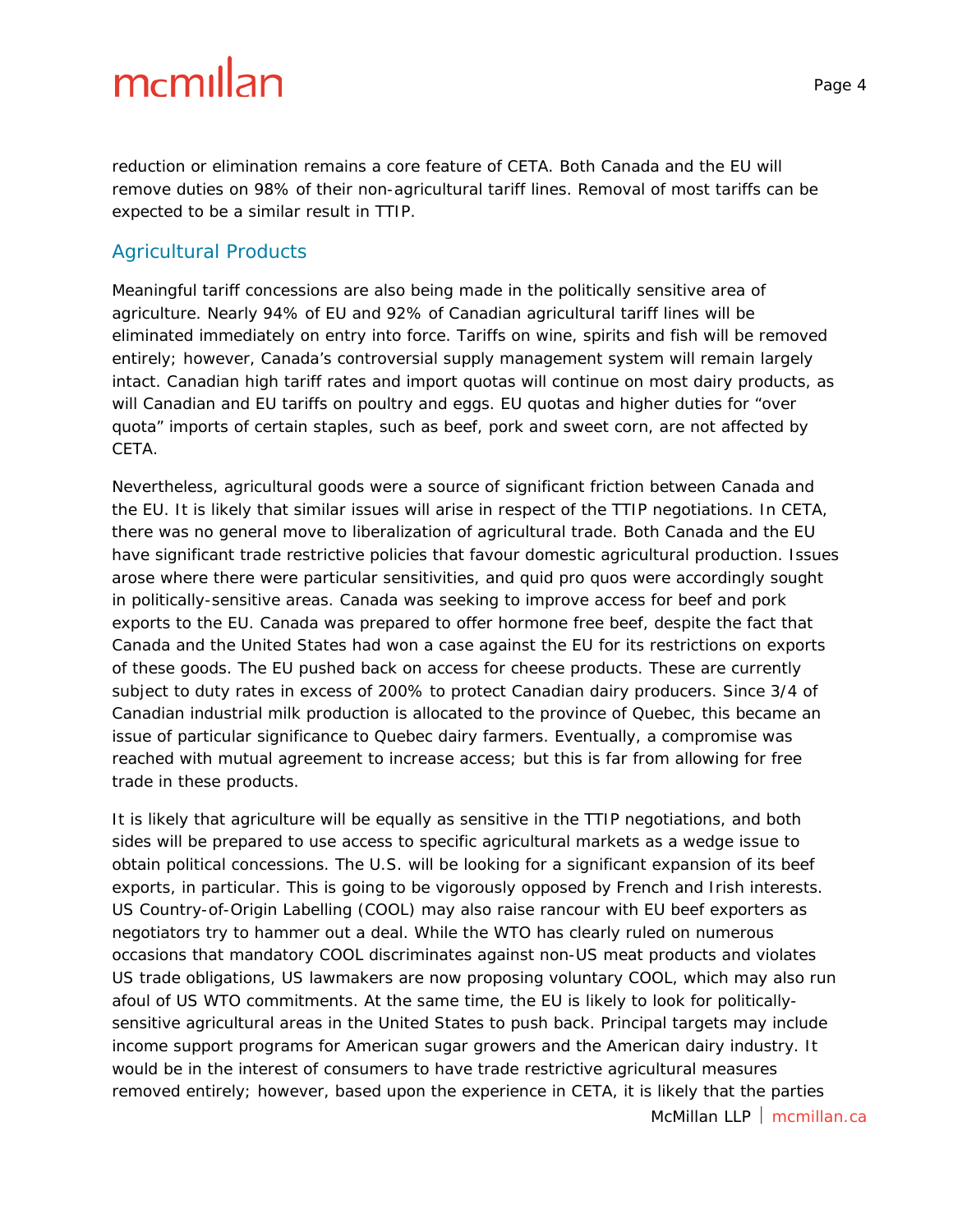reduction or elimination remains a core feature of CETA. Both Canada and the EU will remove duties on 98% of their non-agricultural tariff lines. Removal of most tariffs can be expected to be a similar result in TTIP.

## Agricultural Products

Meaningful tariff concessions are also being made in the politically sensitive area of agriculture. Nearly 94% of EU and 92% of Canadian agricultural tariff lines will be eliminated immediately on entry into force. Tariffs on wine, spirits and fish will be removed entirely; however, Canada's controversial supply management system will remain largely intact. Canadian high tariff rates and import quotas will continue on most dairy products, as will Canadian and EU tariffs on poultry and eggs. EU quotas and higher duties for "over quota" imports of certain staples, such as beef, pork and sweet corn, are not affected by CETA.

Nevertheless, agricultural goods were a source of significant friction between Canada and the EU. It is likely that similar issues will arise in respect of the TTIP negotiations. In CETA, there was no general move to liberalization of agricultural trade. Both Canada and the EU have significant trade restrictive policies that favour domestic agricultural production. Issues arose where there were particular sensitivities, and quid pro quos were accordingly sought in politically-sensitive areas. Canada was seeking to improve access for beef and pork exports to the EU. Canada was prepared to offer hormone free beef, despite the fact that Canada and the United States had won a case against the EU for its restrictions on exports of these goods. The EU pushed back on access for cheese products. These are currently subject to duty rates in excess of 200% to protect Canadian dairy producers. Since 3/4 of Canadian industrial milk production is allocated to the province of Quebec, this became an issue of particular significance to Quebec dairy farmers. Eventually, a compromise was reached with mutual agreement to increase access; but this is far from allowing for free trade in these products.

It is likely that agriculture will be equally as sensitive in the TTIP negotiations, and both sides will be prepared to use access to specific agricultural markets as a wedge issue to obtain political concessions. The U.S. will be looking for a significant expansion of its beef exports, in particular. This is going to be vigorously opposed by French and Irish interests. US Country-of-Origin Labelling (COOL) may also raise rancour with EU beef exporters as negotiators try to hammer out a deal. While the WTO has clearly ruled on numerous occasions that mandatory COOL discriminates against non-US meat products and violates US trade obligations, US lawmakers are now proposing voluntary COOL, which may also run afoul of US WTO commitments. At the same time, the EU is likely to look for politically-sensitive agricultural areas in the United States to push back. Principal targets may include income support programs for American sugar growers and the American dairy industry. It would be in the interest of consumers to have trade restrictive agricultural measures removed entirely; however, based upon the experience in CETA, it is likely that the parties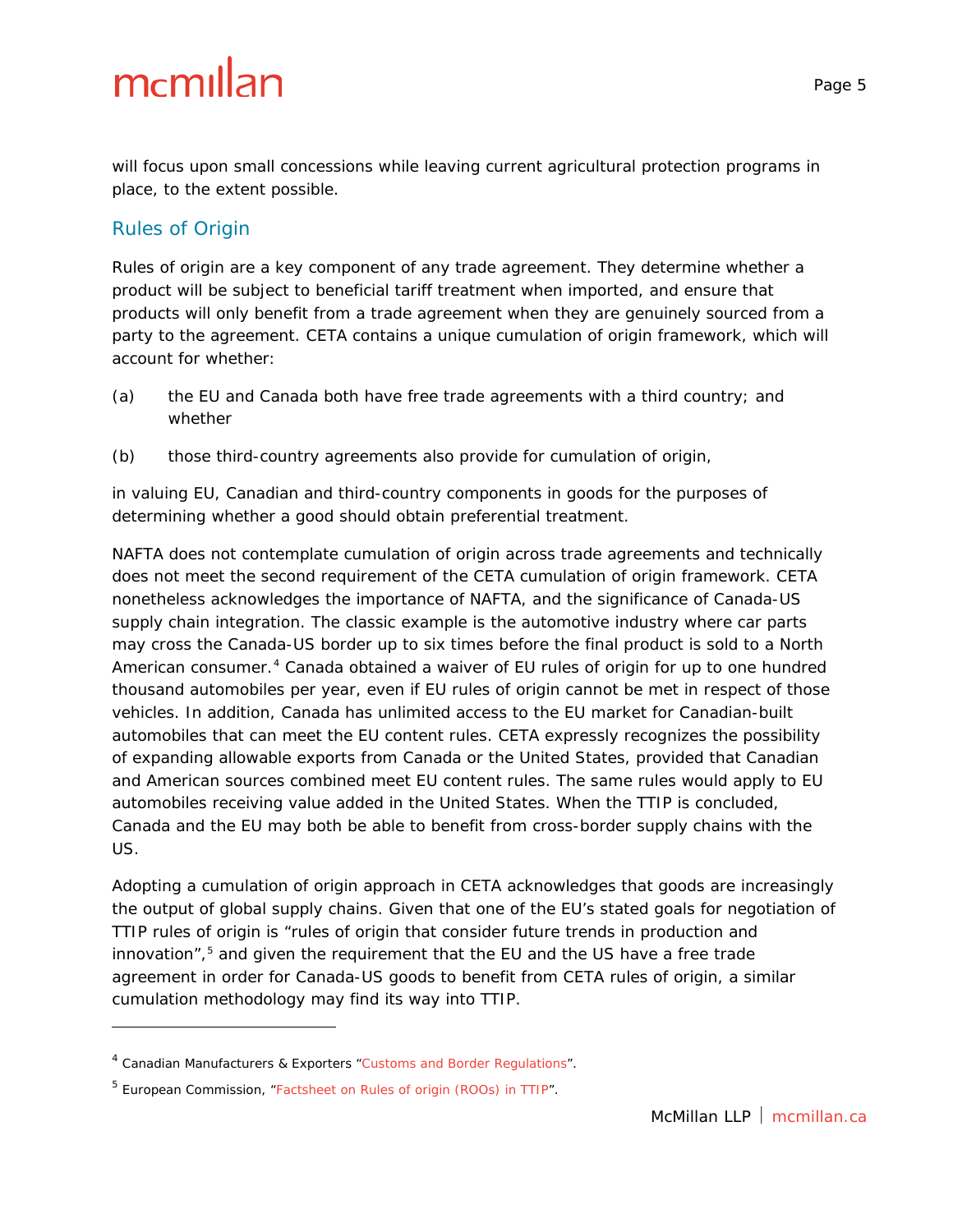will focus upon small concessions while leaving current agricultural protection programs in place, to the extent possible.

## Rules of Origin

Rules of origin are a key component of any trade agreement. They determine whether a product will be subject to beneficial tariff treatment when imported, and ensure that products will only benefit from a trade agreement when they are genuinely sourced from a party to the agreement. CETA contains a unique cumulation of origin framework, which will account for whether:

(a) the EU and Canada both have free trade agreements with a third country; and whether

(b) those third-country agreements also provide for cumulation of origin,

in valuing EU, Canadian and third-country components in goods for the purposes of determining whether a good should obtain preferential treatment.

NAFTA does not contemplate cumulation of origin across trade agreements and technically does not meet the second requirement of the CETA cumulation of origin framework. CETA nonetheless acknowledges the importance of NAFTA, and the significance of Canada-US supply chain integration. The classic example is the automotive industry where car parts may cross the Canada-US border up to six times before the final product is sold to a North American consumer.[4] Canada obtained a waiver of EU rules of origin for up to one hundred thousand automobiles per year, even if EU rules of origin cannot be met in respect of those vehicles. In addition, Canada has unlimited access to the EU market for Canadian-built automobiles that can meet the EU content rules. CETA expressly recognizes the possibility of expanding allowable exports from Canada or the United States, provided that Canadian and American sources combined meet EU content rules. The same rules would apply to EU automobiles receiving value added in the United States. When the TTIP is concluded, Canada and the EU may both be able to benefit from cross-border supply chains with the US.

Adopting a cumulation of origin approach in CETA acknowledges that goods are increasingly the output of global supply chains. Given that one of the EU's stated goals for negotiation of TTIP rules of origin is "rules of origin that consider future trends in production and innovation",[5] and given the requirement that the EU and the US have a free trade agreement in order for Canada-US goods to benefit from CETA rules of origin, a similar cumulation methodology may find its way into TTIP.

---

[4] Canadian Manufacturers & Exporters "Customs and Border Regulations".

[5] European Commission, "Factsheet on Rules of origin (ROOs) in TTIP".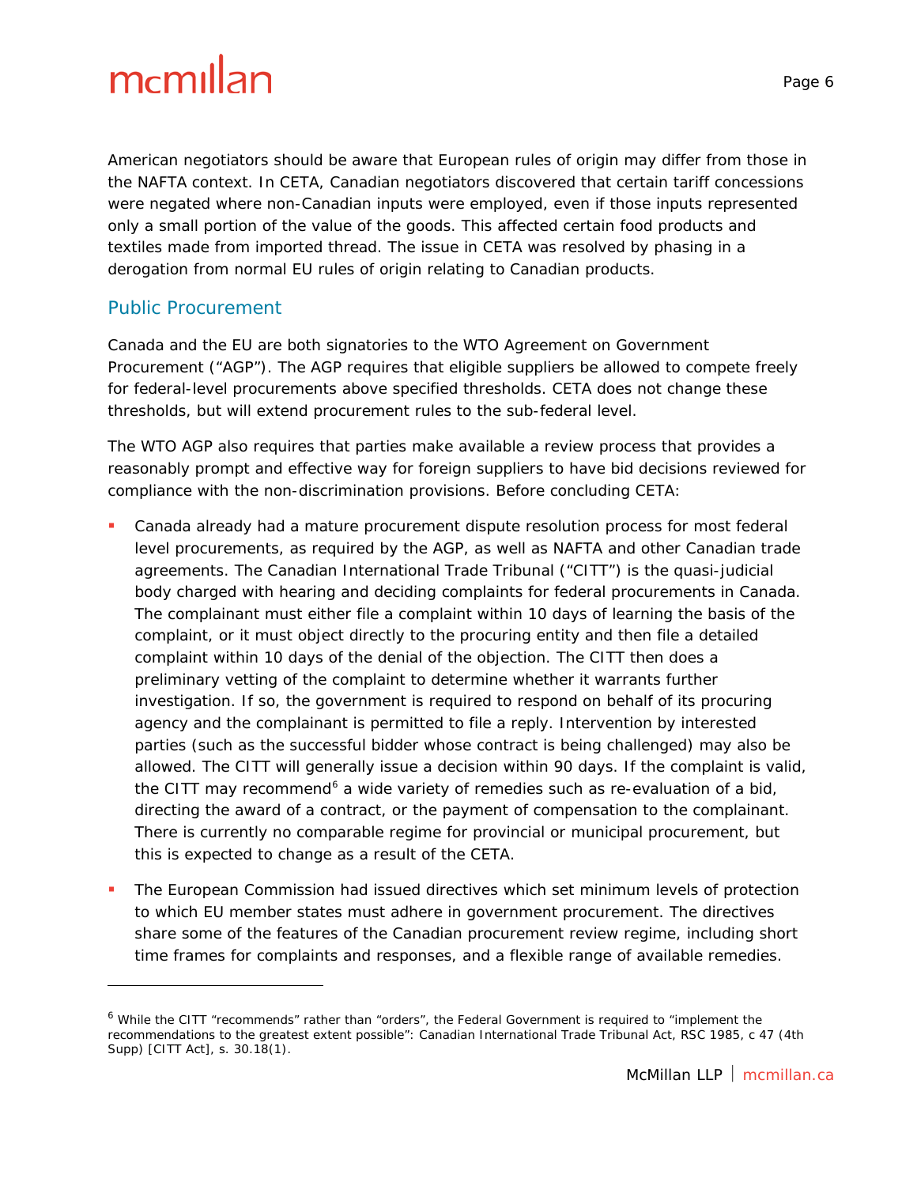American negotiators should be aware that European rules of origin may differ from those in the NAFTA context. In CETA, Canadian negotiators discovered that certain tariff concessions were negated where non-Canadian inputs were employed, even if those inputs represented only a small portion of the value of the goods. This affected certain food products and textiles made from imported thread. The issue in CETA was resolved by phasing in a derogation from normal EU rules of origin relating to Canadian products.

## Public Procurement

Canada and the EU are both signatories to the WTO Agreement on Government Procurement ("AGP"). The AGP requires that eligible suppliers be allowed to compete freely for federal-level procurements above specified thresholds. CETA does not change these thresholds, but will extend procurement rules to the sub-federal level.

The WTO AGP also requires that parties make available a review process that provides a reasonably prompt and effective way for foreign suppliers to have bid decisions reviewed for compliance with the non-discrimination provisions. Before concluding CETA:

- Canada already had a mature procurement dispute resolution process for most federal level procurements, as required by the AGP, as well as NAFTA and other Canadian trade agreements. The Canadian International Trade Tribunal ("CITT") is the quasi-judicial body charged with hearing and deciding complaints for federal procurements in Canada. The complainant must either file a complaint within 10 days of learning the basis of the complaint, or it must object directly to the procuring entity and then file a detailed complaint within 10 days of the denial of the objection. The CITT then does a preliminary vetting of the complaint to determine whether it warrants further investigation. If so, the government is required to respond on behalf of its procuring agency and the complainant is permitted to file a reply. Intervention by interested parties (such as the successful bidder whose contract is being challenged) may also be allowed. The CITT will generally issue a decision within 90 days. If the complaint is valid, the CITT may recommend[6] a wide variety of remedies such as re-evaluation of a bid, directing the award of a contract, or the payment of compensation to the complainant. There is currently no comparable regime for provincial or municipal procurement, but this is expected to change as a result of the CETA.
- The European Commission had issued directives which set minimum levels of protection to which EU member states must adhere in government procurement. The directives share some of the features of the Canadian procurement review regime, including short time frames for complaints and responses, and a flexible range of available remedies.

---

[6] While the CITT "recommends" rather than "orders", the Federal Government is required to "implement the recommendations to the greatest extent possible": *Canadian International Trade Tribunal Act*, RSC 1985, c 47 (4th Supp) [*CITT Act*], s. 30.18(1).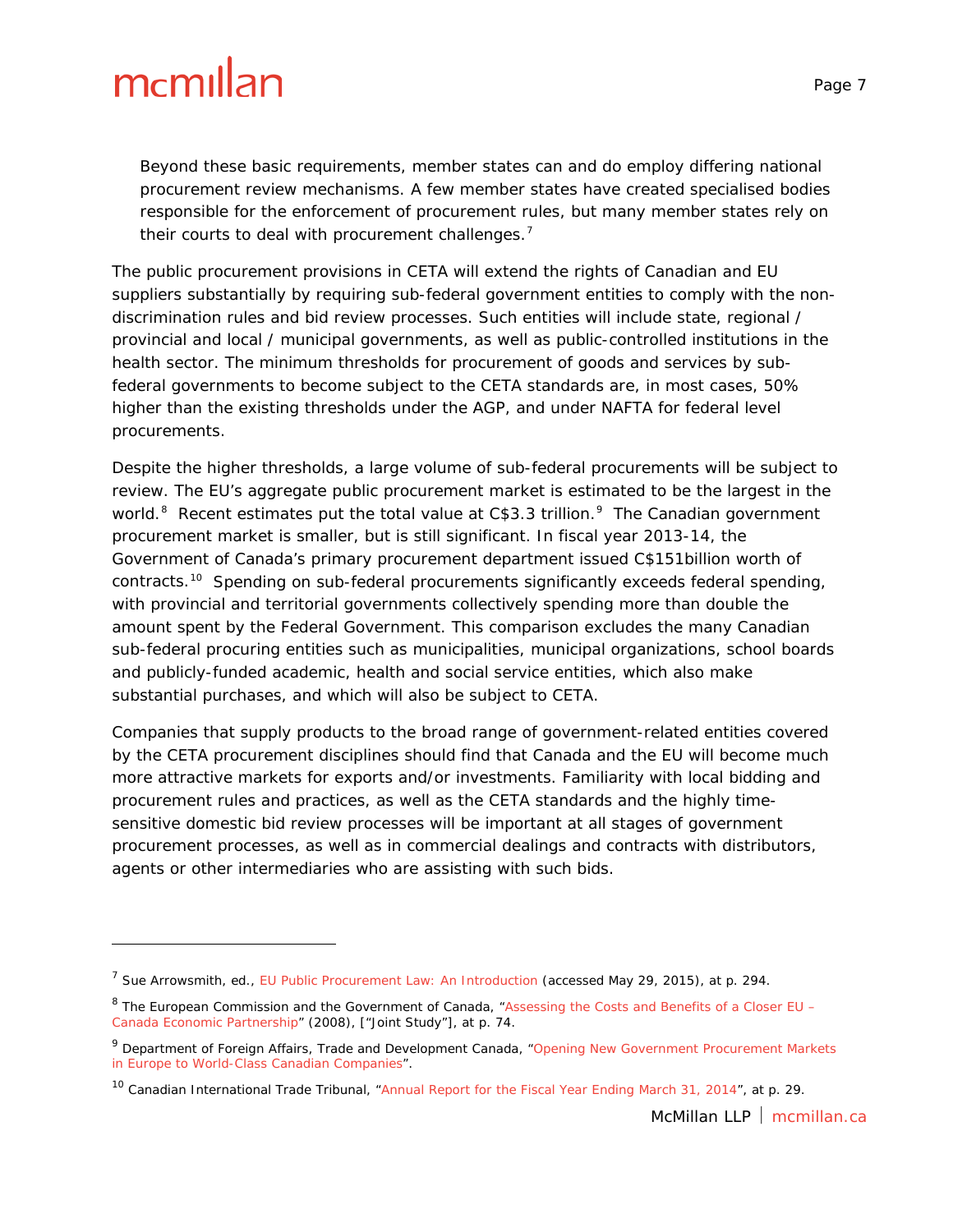> Beyond these basic requirements, member states can and do employ differing national procurement review mechanisms. A few member states have created specialised bodies responsible for the enforcement of procurement rules, but many member states rely on their courts to deal with procurement challenges.[7]

The public procurement provisions in CETA will extend the rights of Canadian and EU suppliers substantially by requiring sub-federal government entities to comply with the non-discrimination rules and bid review processes. Such entities will include state, regional / provincial and local / municipal governments, as well as public-controlled institutions in the health sector. The minimum thresholds for procurement of goods and services by sub-federal governments to become subject to the CETA standards are, in most cases, 50% higher than the existing thresholds under the AGP, and under NAFTA for federal level procurements.

Despite the higher thresholds, a large volume of sub-federal procurements will be subject to review. The EU's aggregate public procurement market is estimated to be the largest in the world.[8] Recent estimates put the total value at C$3.3 trillion.[9] The Canadian government procurement market is smaller, but is still significant. In fiscal year 2013-14, the Government of Canada's primary procurement department issued C$151billion worth of contracts.[10] Spending on sub-federal procurements significantly exceeds federal spending, with provincial and territorial governments collectively spending more than double the amount spent by the Federal Government. This comparison excludes the many Canadian sub-federal procuring entities such as municipalities, municipal organizations, school boards and publicly-funded academic, health and social service entities, which also make substantial purchases, and which will also be subject to CETA.

Companies that supply products to the broad range of government-related entities covered by the CETA procurement disciplines should find that Canada and the EU will become much more attractive markets for exports and/or investments. Familiarity with local bidding and procurement rules and practices, as well as the CETA standards and the highly time-sensitive domestic bid review processes will be important at all stages of government procurement processes, as well as in commercial dealings and contracts with distributors, agents or other intermediaries who are assisting with such bids.

---

[7] Sue Arrowsmith, ed., EU Public Procurement Law: An Introduction (accessed May 29, 2015), at p. 294.

[8] The European Commission and the Government of Canada, "Assessing the Costs and Benefits of a Closer EU – Canada Economic Partnership" (2008), ["Joint Study"], at p. 74.

[9] Department of Foreign Affairs, Trade and Development Canada, "Opening New Government Procurement Markets in Europe to World-Class Canadian Companies".

[10] Canadian International Trade Tribunal, "Annual Report for the Fiscal Year Ending March 31, 2014", at p. 29.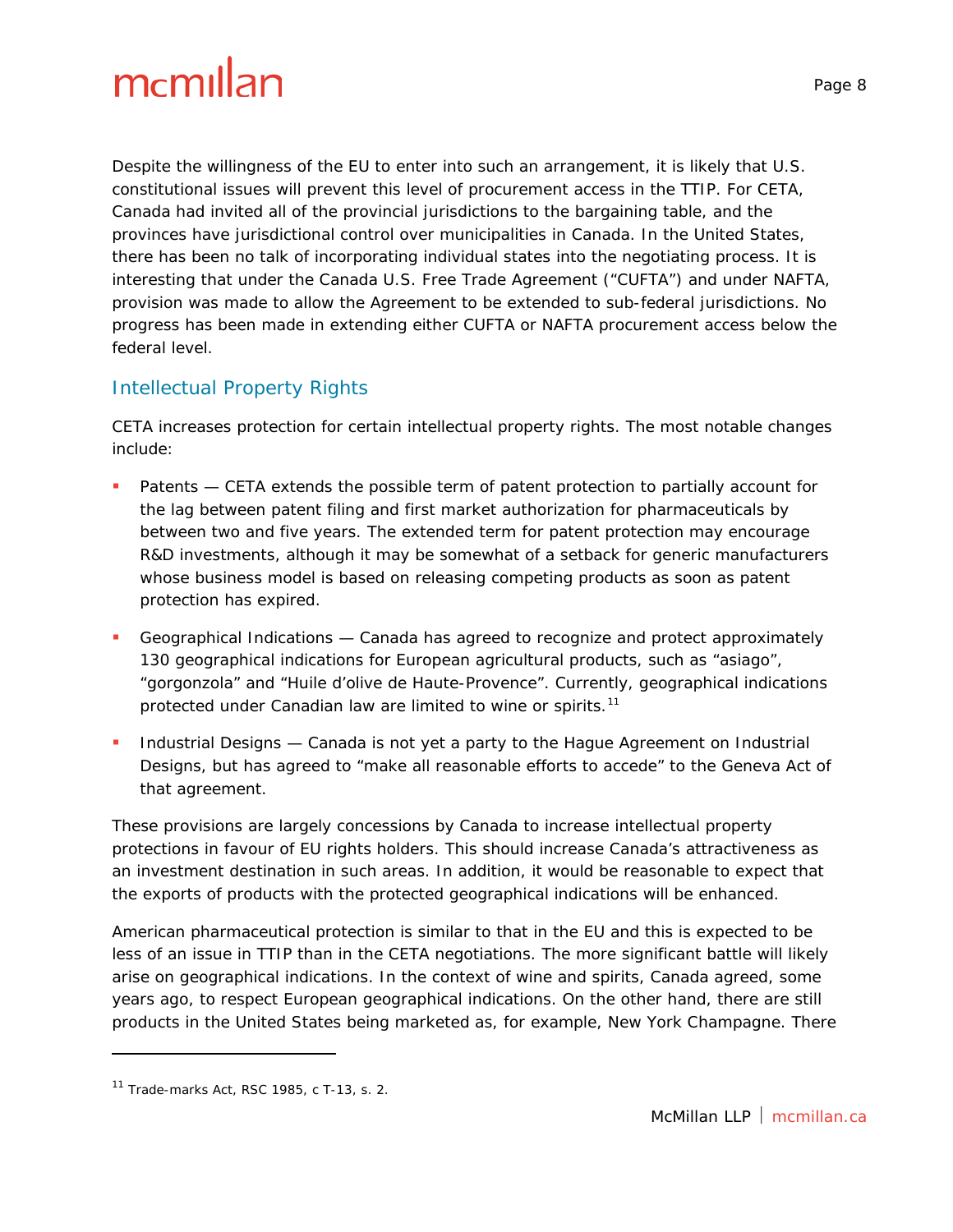Despite the willingness of the EU to enter into such an arrangement, it is likely that U.S. constitutional issues will prevent this level of procurement access in the TTIP. For CETA, Canada had invited all of the provincial jurisdictions to the bargaining table, and the provinces have jurisdictional control over municipalities in Canada. In the United States, there has been no talk of incorporating individual states into the negotiating process. It is interesting that under the Canada U.S. Free Trade Agreement ("CUFTA") and under NAFTA, provision was made to allow the Agreement to be extended to sub-federal jurisdictions. No progress has been made in extending either CUFTA or NAFTA procurement access below the federal level.

## Intellectual Property Rights

CETA increases protection for certain intellectual property rights. The most notable changes include:

- Patents — CETA extends the possible term of patent protection to partially account for the lag between patent filing and first market authorization for pharmaceuticals by between two and five years. The extended term for patent protection may encourage R&D investments, although it may be somewhat of a setback for generic manufacturers whose business model is based on releasing competing products as soon as patent protection has expired.
- Geographical Indications — Canada has agreed to recognize and protect approximately 130 geographical indications for European agricultural products, such as "asiago", "gorgonzola" and "Huile d'olive de Haute-Provence". Currently, geographical indications protected under Canadian law are limited to wine or spirits.[11]
- Industrial Designs — Canada is not yet a party to the Hague Agreement on Industrial Designs, but has agreed to "make all reasonable efforts to accede" to the Geneva Act of that agreement.

These provisions are largely concessions by Canada to increase intellectual property protections in favour of EU rights holders. This should increase Canada's attractiveness as an investment destination in such areas. In addition, it would be reasonable to expect that the exports of products with the protected geographical indications will be enhanced.

American pharmaceutical protection is similar to that in the EU and this is expected to be less of an issue in TTIP than in the CETA negotiations. The more significant battle will likely arise on geographical indications. In the context of wine and spirits, Canada agreed, some years ago, to respect European geographical indications. On the other hand, there are still products in the United States being marketed as, for example, New York Champagne. There

---

[11] Trade-marks Act, RSC 1985, c T-13, s. 2.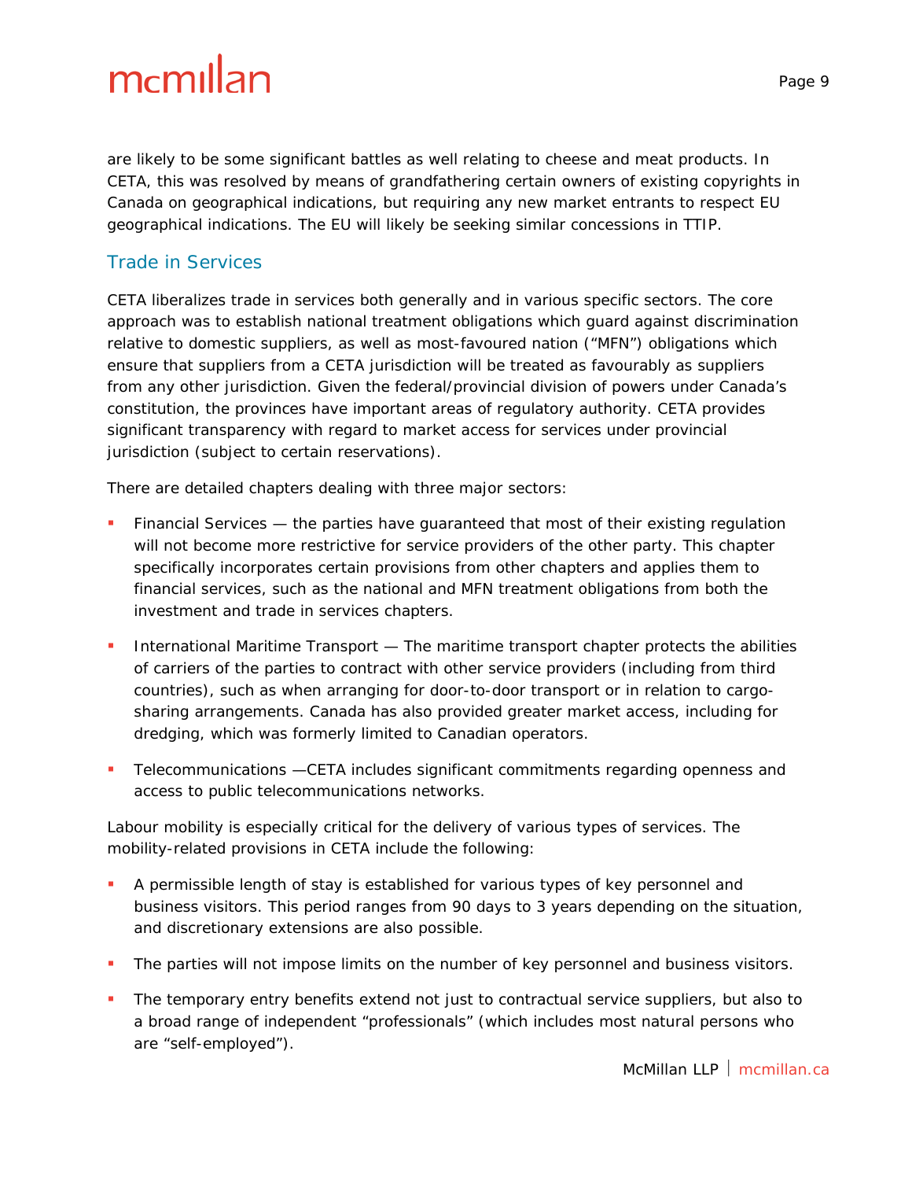are likely to be some significant battles as well relating to cheese and meat products. In CETA, this was resolved by means of grandfathering certain owners of existing copyrights in Canada on geographical indications, but requiring any new market entrants to respect EU geographical indications. The EU will likely be seeking similar concessions in TTIP.

## Trade in Services

CETA liberalizes trade in services both generally and in various specific sectors. The core approach was to establish national treatment obligations which guard against discrimination relative to domestic suppliers, as well as most-favoured nation ("MFN") obligations which ensure that suppliers from a CETA jurisdiction will be treated as favourably as suppliers from any other jurisdiction. Given the federal/provincial division of powers under Canada's constitution, the provinces have important areas of regulatory authority. CETA provides significant transparency with regard to market access for services under provincial jurisdiction (subject to certain reservations).

There are detailed chapters dealing with three major sectors:

- Financial Services — the parties have guaranteed that most of their existing regulation will not become more restrictive for service providers of the other party. This chapter specifically incorporates certain provisions from other chapters and applies them to financial services, such as the national and MFN treatment obligations from both the investment and trade in services chapters.
- International Maritime Transport — The maritime transport chapter protects the abilities of carriers of the parties to contract with other service providers (including from third countries), such as when arranging for door-to-door transport or in relation to cargo-sharing arrangements. Canada has also provided greater market access, including for dredging, which was formerly limited to Canadian operators.
- Telecommunications —CETA includes significant commitments regarding openness and access to public telecommunications networks.

Labour mobility is especially critical for the delivery of various types of services. The mobility-related provisions in CETA include the following:

- A permissible length of stay is established for various types of key personnel and business visitors. This period ranges from 90 days to 3 years depending on the situation, and discretionary extensions are also possible.
- The parties will not impose limits on the number of key personnel and business visitors.
- The temporary entry benefits extend not just to contractual service suppliers, but also to a broad range of independent "professionals" (which includes most natural persons who are "self-employed").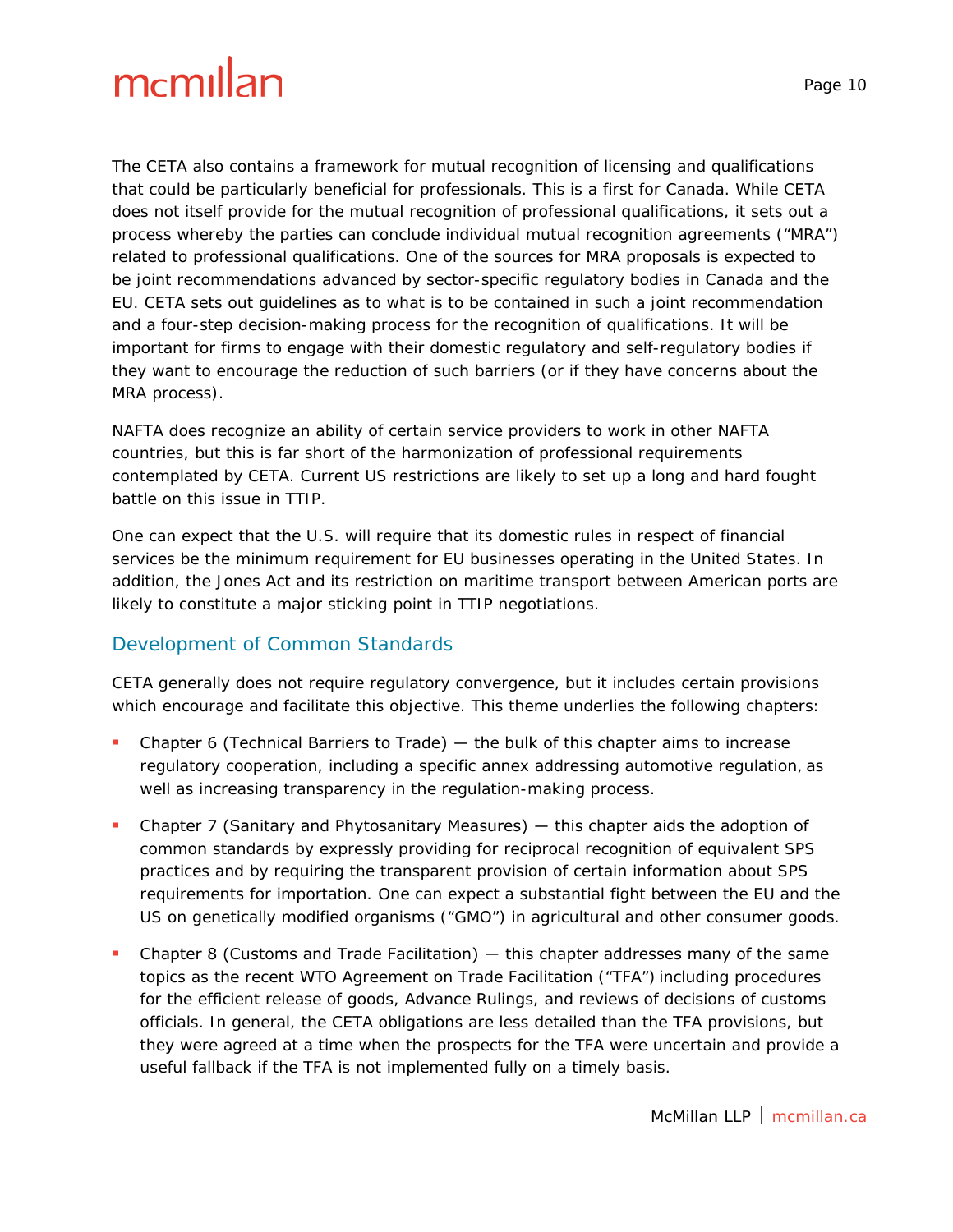The CETA also contains a framework for mutual recognition of licensing and qualifications that could be particularly beneficial for professionals. This is a first for Canada. While CETA does not itself provide for the mutual recognition of professional qualifications, it sets out a process whereby the parties can conclude individual mutual recognition agreements ("MRA") related to professional qualifications. One of the sources for MRA proposals is expected to be joint recommendations advanced by sector-specific regulatory bodies in Canada and the EU. CETA sets out guidelines as to what is to be contained in such a joint recommendation and a four-step decision-making process for the recognition of qualifications. It will be important for firms to engage with their domestic regulatory and self-regulatory bodies if they want to encourage the reduction of such barriers (or if they have concerns about the MRA process).

NAFTA does recognize an ability of certain service providers to work in other NAFTA countries, but this is far short of the harmonization of professional requirements contemplated by CETA. Current US restrictions are likely to set up a long and hard fought battle on this issue in TTIP.

One can expect that the U.S. will require that its domestic rules in respect of financial services be the minimum requirement for EU businesses operating in the United States. In addition, the Jones Act and its restriction on maritime transport between American ports are likely to constitute a major sticking point in TTIP negotiations.

## Development of Common Standards

CETA generally does not require regulatory convergence, but it includes certain provisions which encourage and facilitate this objective. This theme underlies the following chapters:

- Chapter 6 (Technical Barriers to Trade) — the bulk of this chapter aims to increase regulatory cooperation, including a specific annex addressing automotive regulation, as well as increasing transparency in the regulation-making process.
- Chapter 7 (Sanitary and Phytosanitary Measures) — this chapter aids the adoption of common standards by expressly providing for reciprocal recognition of equivalent SPS practices and by requiring the transparent provision of certain information about SPS requirements for importation. One can expect a substantial fight between the EU and the US on genetically modified organisms ("GMO") in agricultural and other consumer goods.
- Chapter 8 (Customs and Trade Facilitation) — this chapter addresses many of the same topics as the recent WTO Agreement on Trade Facilitation ("TFA") including procedures for the efficient release of goods, Advance Rulings, and reviews of decisions of customs officials. In general, the CETA obligations are less detailed than the TFA provisions, but they were agreed at a time when the prospects for the TFA were uncertain and provide a useful fallback if the TFA is not implemented fully on a timely basis.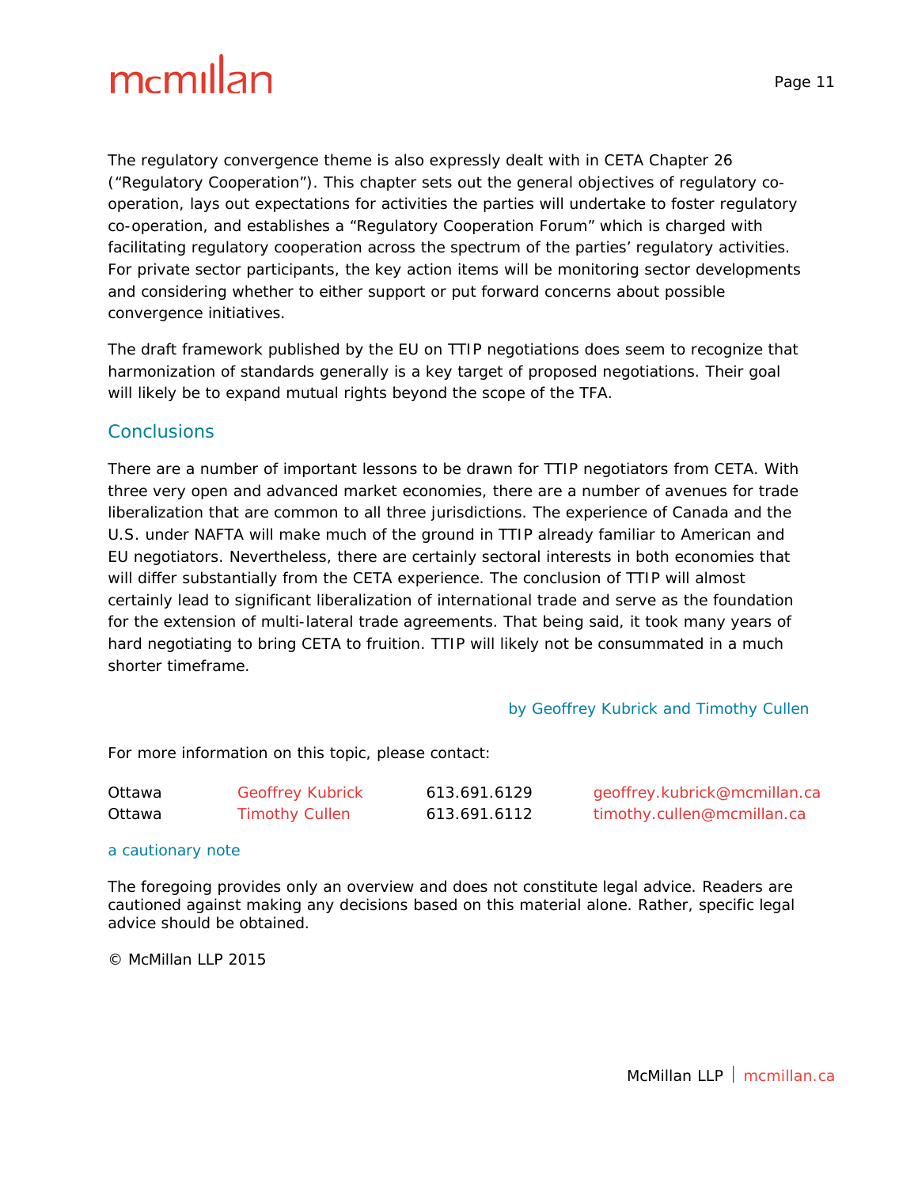The regulatory convergence theme is also expressly dealt with in CETA Chapter 26 ("Regulatory Cooperation"). This chapter sets out the general objectives of regulatory co-operation, lays out expectations for activities the parties will undertake to foster regulatory co-operation, and establishes a "Regulatory Cooperation Forum" which is charged with facilitating regulatory cooperation across the spectrum of the parties' regulatory activities. For private sector participants, the key action items will be monitoring sector developments and considering whether to either support or put forward concerns about possible convergence initiatives.

The draft framework published by the EU on TTIP negotiations does seem to recognize that harmonization of standards generally is a key target of proposed negotiations. Their goal will likely be to expand mutual rights beyond the scope of the TFA.

## Conclusions

There are a number of important lessons to be drawn for TTIP negotiators from CETA. With three very open and advanced market economies, there are a number of avenues for trade liberalization that are common to all three jurisdictions. The experience of Canada and the U.S. under NAFTA will make much of the ground in TTIP already familiar to American and EU negotiators. Nevertheless, there are certainly sectoral interests in both economies that will differ substantially from the CETA experience. The conclusion of TTIP will almost certainly lead to significant liberalization of international trade and serve as the foundation for the extension of multi-lateral trade agreements. That being said, it took many years of hard negotiating to bring CETA to fruition. TTIP will likely not be consummated in a much shorter timeframe.

by Geoffrey Kubrick and Timothy Cullen

For more information on this topic, please contact:

| | | | |
|---|---|---|---|
| Ottawa | Geoffrey Kubrick | 613.691.6129 | geoffrey.kubrick@mcmillan.ca |
| Ottawa | Timothy Cullen | 613.691.6112 | timothy.cullen@mcmillan.ca |

a cautionary note

The foregoing provides only an overview and does not constitute legal advice. Readers are cautioned against making any decisions based on this material alone. Rather, specific legal advice should be obtained.

© McMillan LLP 2015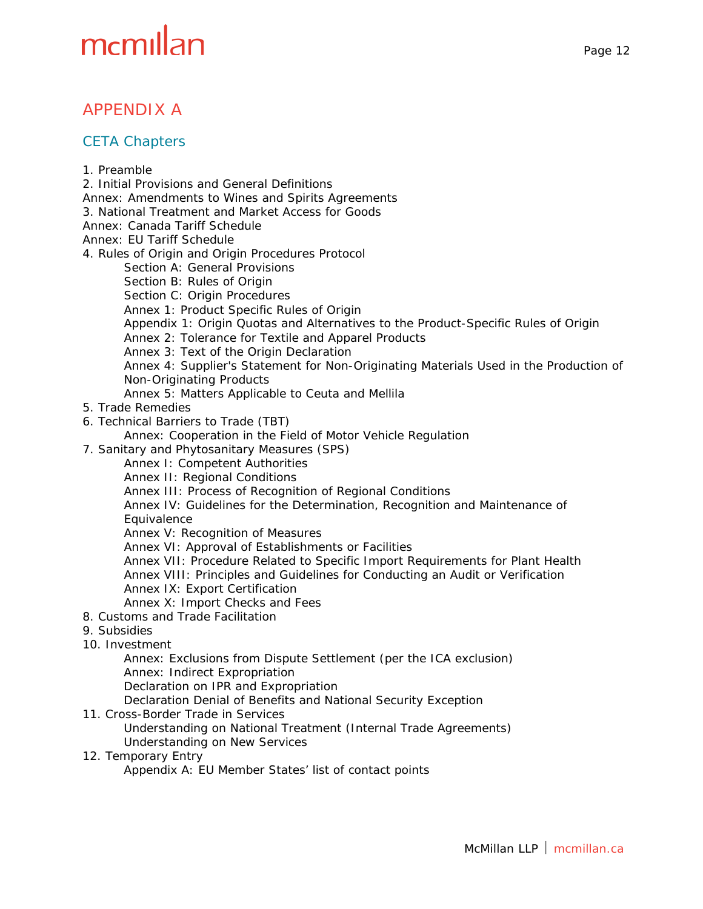# APPENDIX A

## CETA Chapters

1. Preamble
2. Initial Provisions and General Definitions

Annex: Amendments to Wines and Spirits Agreements

3. National Treatment and Market Access for Goods

Annex: Canada Tariff Schedule
Annex: EU Tariff Schedule

4. Rules of Origin and Origin Procedures Protocol
    - Section A: General Provisions
    - Section B: Rules of Origin
    - Section C: Origin Procedures
    - Annex 1: Product Specific Rules of Origin
    - Appendix 1: Origin Quotas and Alternatives to the Product-Specific Rules of Origin
    - Annex 2: Tolerance for Textile and Apparel Products
    - Annex 3: Text of the Origin Declaration
    - Annex 4: Supplier's Statement for Non-Originating Materials Used in the Production of Non-Originating Products
    - Annex 5: Matters Applicable to Ceuta and Mellila
5. Trade Remedies
6. Technical Barriers to Trade (TBT)
    - Annex: Cooperation in the Field of Motor Vehicle Regulation
7. Sanitary and Phytosanitary Measures (SPS)
    - Annex I: Competent Authorities
    - Annex II: Regional Conditions
    - Annex III: Process of Recognition of Regional Conditions
    - Annex IV: Guidelines for the Determination, Recognition and Maintenance of Equivalence
    - Annex V: Recognition of Measures
    - Annex VI: Approval of Establishments or Facilities
    - Annex VII: Procedure Related to Specific Import Requirements for Plant Health
    - Annex VIII: Principles and Guidelines for Conducting an Audit or Verification
    - Annex IX: Export Certification
    - Annex X: Import Checks and Fees
8. Customs and Trade Facilitation
9. Subsidies
10. Investment
    - Annex: Exclusions from Dispute Settlement (per the ICA exclusion)
    - Annex: Indirect Expropriation
    - Declaration on IPR and Expropriation
    - Declaration Denial of Benefits and National Security Exception
11. Cross-Border Trade in Services
    - Understanding on National Treatment (Internal Trade Agreements)
    - Understanding on New Services
12. Temporary Entry
    - Appendix A: EU Member States' list of contact points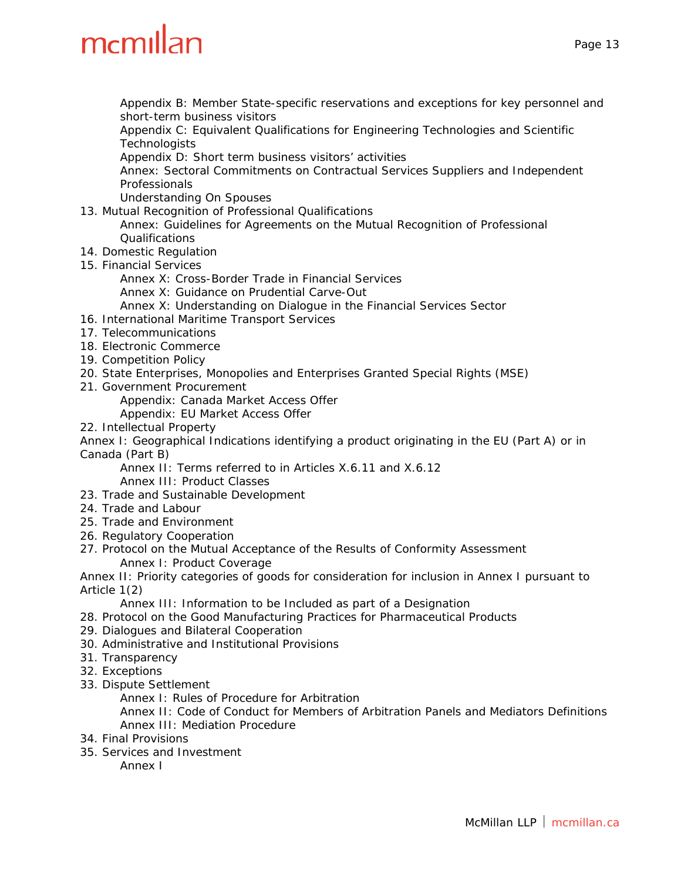- Appendix B: Member State-specific reservations and exceptions for key personnel and short-term business visitors
- Appendix C: Equivalent Qualifications for Engineering Technologies and Scientific Technologists
- Appendix D: Short term business visitors' activities
- Annex: Sectoral Commitments on Contractual Services Suppliers and Independent Professionals
- Understanding On Spouses

13. Mutual Recognition of Professional Qualifications
    - Annex: Guidelines for Agreements on the Mutual Recognition of Professional Qualifications
14. Domestic Regulation
15. Financial Services
    - Annex X: Cross-Border Trade in Financial Services
    - Annex X: Guidance on Prudential Carve-Out
    - Annex X: Understanding on Dialogue in the Financial Services Sector
16. International Maritime Transport Services
17. Telecommunications
18. Electronic Commerce
19. Competition Policy
20. State Enterprises, Monopolies and Enterprises Granted Special Rights (MSE)
21. Government Procurement
    - Appendix: Canada Market Access Offer
    - Appendix: EU Market Access Offer
22. Intellectual Property

Annex I: Geographical Indications identifying a product originating in the EU (Part A) or in Canada (Part B)

- Annex II: Terms referred to in Articles X.6.11 and X.6.12
- Annex III: Product Classes

23. Trade and Sustainable Development
24. Trade and Labour
25. Trade and Environment
26. Regulatory Cooperation
27. Protocol on the Mutual Acceptance of the Results of Conformity Assessment
    - Annex I: Product Coverage

Annex II: Priority categories of goods for consideration for inclusion in Annex I pursuant to Article 1(2)

- Annex III: Information to be Included as part of a Designation

28. Protocol on the Good Manufacturing Practices for Pharmaceutical Products
29. Dialogues and Bilateral Cooperation
30. Administrative and Institutional Provisions
31. Transparency
32. Exceptions
33. Dispute Settlement
    - Annex I: Rules of Procedure for Arbitration
    - Annex II: Code of Conduct for Members of Arbitration Panels and Mediators Definitions
    - Annex III: Mediation Procedure
34. Final Provisions
35. Services and Investment
    - Annex I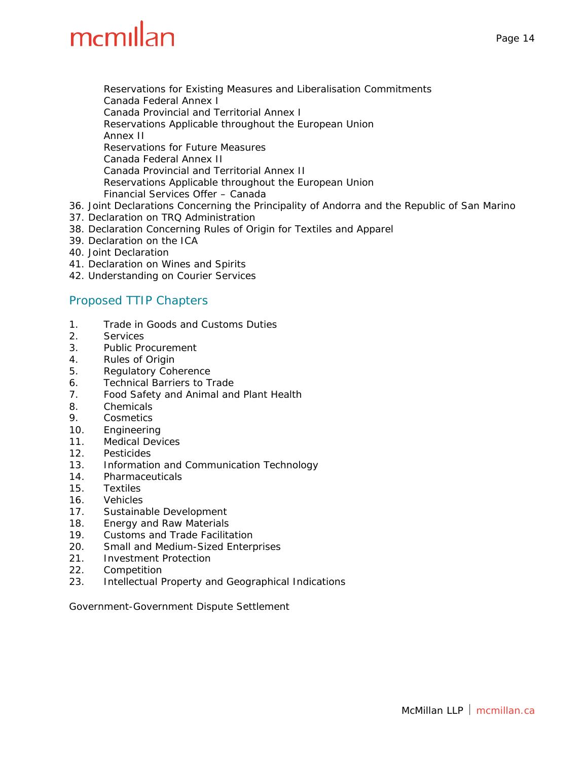Reservations for Existing Measures and Liberalisation Commitments
Canada Federal Annex I
Canada Provincial and Territorial Annex I
Reservations Applicable throughout the European Union
Annex II
Reservations for Future Measures
Canada Federal Annex II
Canada Provincial and Territorial Annex II
Reservations Applicable throughout the European Union
Financial Services Offer – Canada

36. Joint Declarations Concerning the Principality of Andorra and the Republic of San Marino
37. Declaration on TRQ Administration
38. Declaration Concerning Rules of Origin for Textiles and Apparel
39. Declaration on the ICA
40. Joint Declaration
41. Declaration on Wines and Spirits
42. Understanding on Courier Services

## Proposed TTIP Chapters

1. Trade in Goods and Customs Duties
2. Services
3. Public Procurement
4. Rules of Origin
5. Regulatory Coherence
6. Technical Barriers to Trade
7. Food Safety and Animal and Plant Health
8. Chemicals
9. Cosmetics
10. Engineering
11. Medical Devices
12. Pesticides
13. Information and Communication Technology
14. Pharmaceuticals
15. Textiles
16. Vehicles
17. Sustainable Development
18. Energy and Raw Materials
19. Customs and Trade Facilitation
20. Small and Medium-Sized Enterprises
21. Investment Protection
22. Competition
23. Intellectual Property and Geographical Indications

Government-Government Dispute Settlement